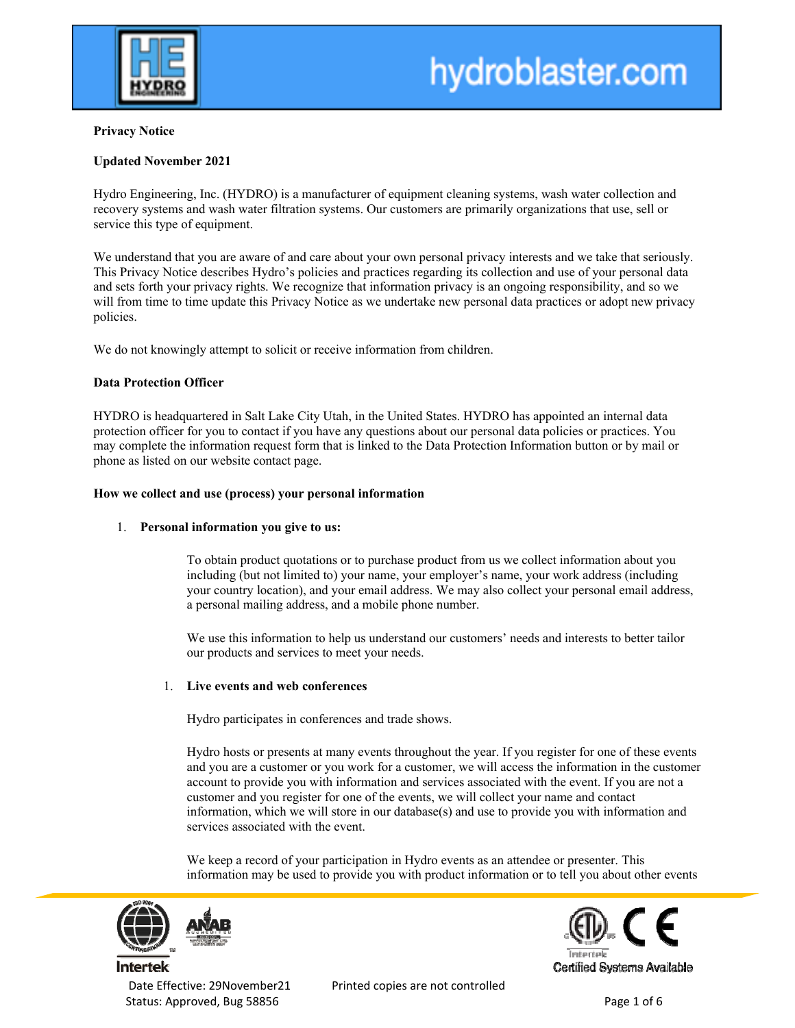**Privacy Notice**

**Updated November 2021**

Hydro Engineering, Inc. (HYDRO) is a manufacturer of equipment cleaning systems, wash water collection and recovery systems and wash water filtration systems. Our customers are primarily organizations that use, sell or service this type of equipment.

We understand that you are aware of and care about your own personal privacy interests and we take that seriously. This Privacy Notice describes Hydro's policies and practices regarding its collection and use of your personal data and sets forth your privacy rights. We recognize that information privacy is an ongoing responsibility, and so we will from time to time update this Privacy Notice as we undertake new personal data practices or adopt new privacy policies.

We do not knowingly attempt to solicit or receive information from children.

**Data Protection Officer**

HYDRO is headquartered in Salt Lake City Utah, in the United States. HYDRO has appointed an internal data protection officer for you to contact if you have any questions about our personal data policies or practices. You may complete the information request form that is linked to the Data Protection Information button or by mail or phone as listed on our website contact page.

**How we collect and use (process) your personal information**

1. **Personal information you give to us:**

   To obtain product quotations or to purchase product from us we collect information about you including (but not limited to) your name, your employer's name, your work address (including your country location), and your email address. We may also collect your personal email address, a personal mailing address, and a mobile phone number.

   We use this information to help us understand our customers' needs and interests to better tailor our products and services to meet your needs.

   1. **Live events and web conferences**

      Hydro participates in conferences and trade shows.

      Hydro hosts or presents at many events throughout the year. If you register for one of these events and you are a customer or you work for a customer, we will access the information in the customer account to provide you with information and services associated with the event. If you are not a customer and you register for one of the events, we will collect your name and contact information, which we will store in our database(s) and use to provide you with information and services associated with the event.

      We keep a record of your participation in Hydro events as an attendee or presenter. This information may be used to provide you with product information or to tell you about other events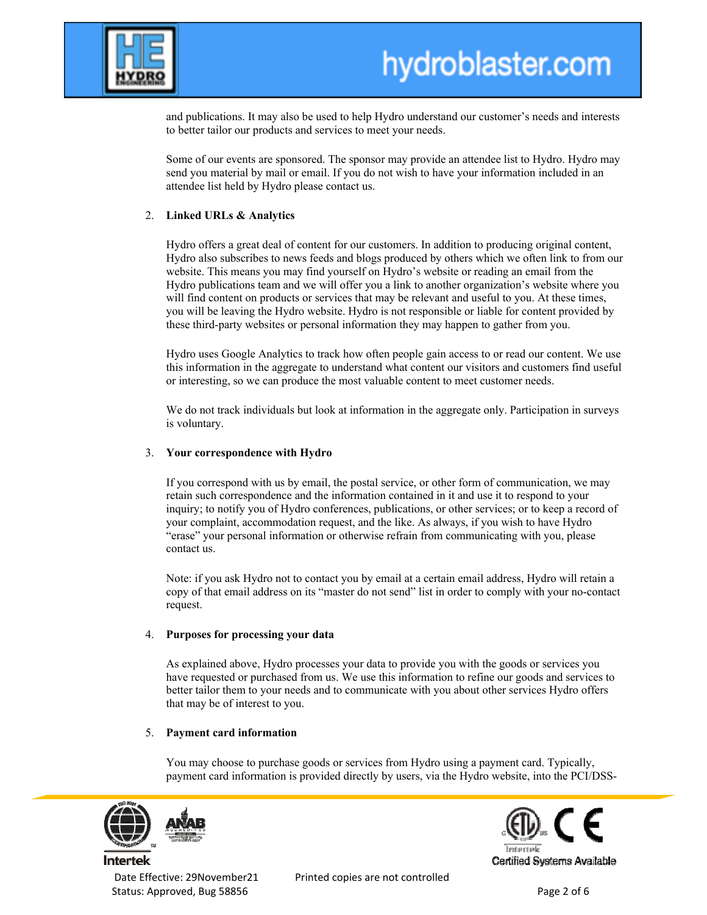and publications. It may also be used to help Hydro understand our customer's needs and interests to better tailor our products and services to meet your needs.

Some of our events are sponsored. The sponsor may provide an attendee list to Hydro. Hydro may send you material by mail or email. If you do not wish to have your information included in an attendee list held by Hydro please contact us.

2. **Linked URLs & Analytics**

   Hydro offers a great deal of content for our customers. In addition to producing original content, Hydro also subscribes to news feeds and blogs produced by others which we often link to from our website. This means you may find yourself on Hydro's website or reading an email from the Hydro publications team and we will offer you a link to another organization's website where you will find content on products or services that may be relevant and useful to you. At these times, you will be leaving the Hydro website. Hydro is not responsible or liable for content provided by these third-party websites or personal information they may happen to gather from you.

   Hydro uses Google Analytics to track how often people gain access to or read our content. We use this information in the aggregate to understand what content our visitors and customers find useful or interesting, so we can produce the most valuable content to meet customer needs.

   We do not track individuals but look at information in the aggregate only. Participation in surveys is voluntary.

3. **Your correspondence with Hydro**

   If you correspond with us by email, the postal service, or other form of communication, we may retain such correspondence and the information contained in it and use it to respond to your inquiry; to notify you of Hydro conferences, publications, or other services; or to keep a record of your complaint, accommodation request, and the like. As always, if you wish to have Hydro "erase" your personal information or otherwise refrain from communicating with you, please contact us.

   Note: if you ask Hydro not to contact you by email at a certain email address, Hydro will retain a copy of that email address on its "master do not send" list in order to comply with your no-contact request.

4. **Purposes for processing your data**

   As explained above, Hydro processes your data to provide you with the goods or services you have requested or purchased from us. We use this information to refine our goods and services to better tailor them to your needs and to communicate with you about other services Hydro offers that may be of interest to you.

5. **Payment card information**

   You may choose to purchase goods or services from Hydro using a payment card. Typically, payment card information is provided directly by users, via the Hydro website, into the PCI/DSS-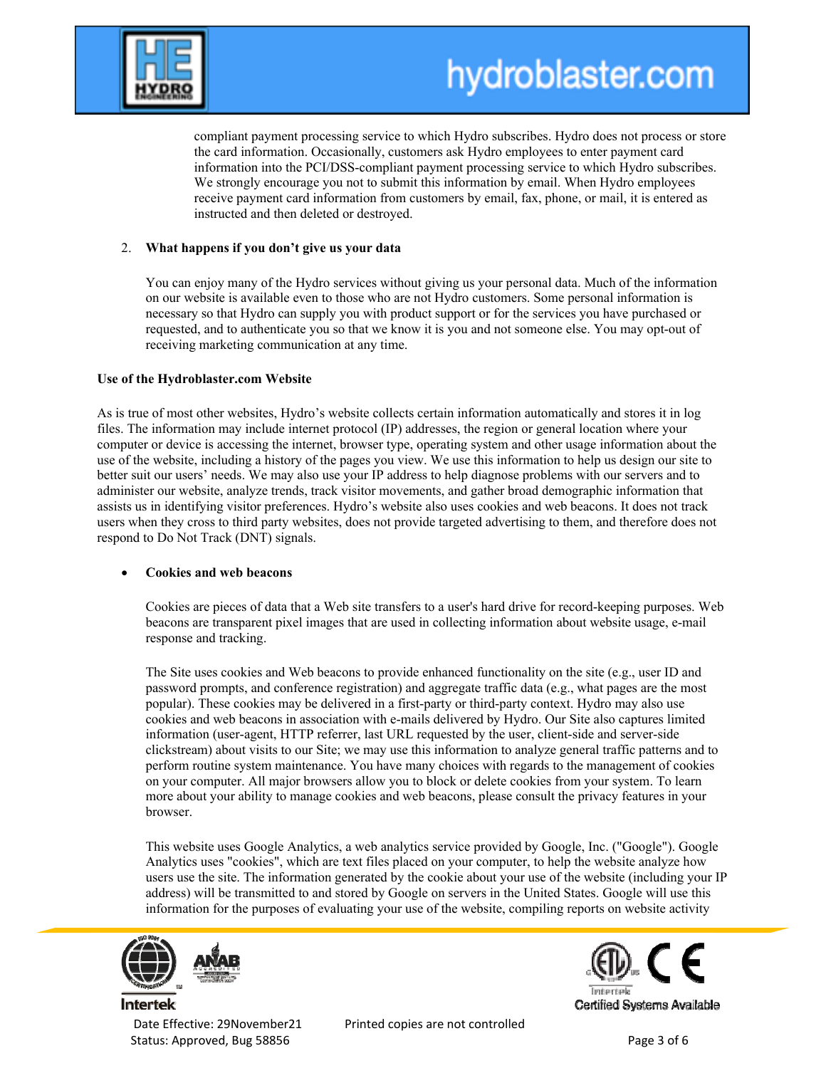compliant payment processing service to which Hydro subscribes. Hydro does not process or store the card information. Occasionally, customers ask Hydro employees to enter payment card information into the PCI/DSS-compliant payment processing service to which Hydro subscribes. We strongly encourage you not to submit this information by email. When Hydro employees receive payment card information from customers by email, fax, phone, or mail, it is entered as instructed and then deleted or destroyed.

2. **What happens if you don't give us your data**

   You can enjoy many of the Hydro services without giving us your personal data. Much of the information on our website is available even to those who are not Hydro customers. Some personal information is necessary so that Hydro can supply you with product support or for the services you have purchased or requested, and to authenticate you so that we know it is you and not someone else. You may opt-out of receiving marketing communication at any time.

**Use of the Hydroblaster.com Website**

As is true of most other websites, Hydro's website collects certain information automatically and stores it in log files. The information may include internet protocol (IP) addresses, the region or general location where your computer or device is accessing the internet, browser type, operating system and other usage information about the use of the website, including a history of the pages you view. We use this information to help us design our site to better suit our users' needs. We may also use your IP address to help diagnose problems with our servers and to administer our website, analyze trends, track visitor movements, and gather broad demographic information that assists us in identifying visitor preferences. Hydro's website also uses cookies and web beacons. It does not track users when they cross to third party websites, does not provide targeted advertising to them, and therefore does not respond to Do Not Track (DNT) signals.

- **Cookies and web beacons**

  Cookies are pieces of data that a Web site transfers to a user's hard drive for record-keeping purposes. Web beacons are transparent pixel images that are used in collecting information about website usage, e-mail response and tracking.

  The Site uses cookies and Web beacons to provide enhanced functionality on the site (e.g., user ID and password prompts, and conference registration) and aggregate traffic data (e.g., what pages are the most popular). These cookies may be delivered in a first-party or third-party context. Hydro may also use cookies and web beacons in association with e-mails delivered by Hydro. Our Site also captures limited information (user-agent, HTTP referrer, last URL requested by the user, client-side and server-side clickstream) about visits to our Site; we may use this information to analyze general traffic patterns and to perform routine system maintenance. You have many choices with regards to the management of cookies on your computer. All major browsers allow you to block or delete cookies from your system. To learn more about your ability to manage cookies and web beacons, please consult the privacy features in your browser.

  This website uses Google Analytics, a web analytics service provided by Google, Inc. ("Google"). Google Analytics uses "cookies", which are text files placed on your computer, to help the website analyze how users use the site. The information generated by the cookie about your use of the website (including your IP address) will be transmitted to and stored by Google on servers in the United States. Google will use this information for the purposes of evaluating your use of the website, compiling reports on website activity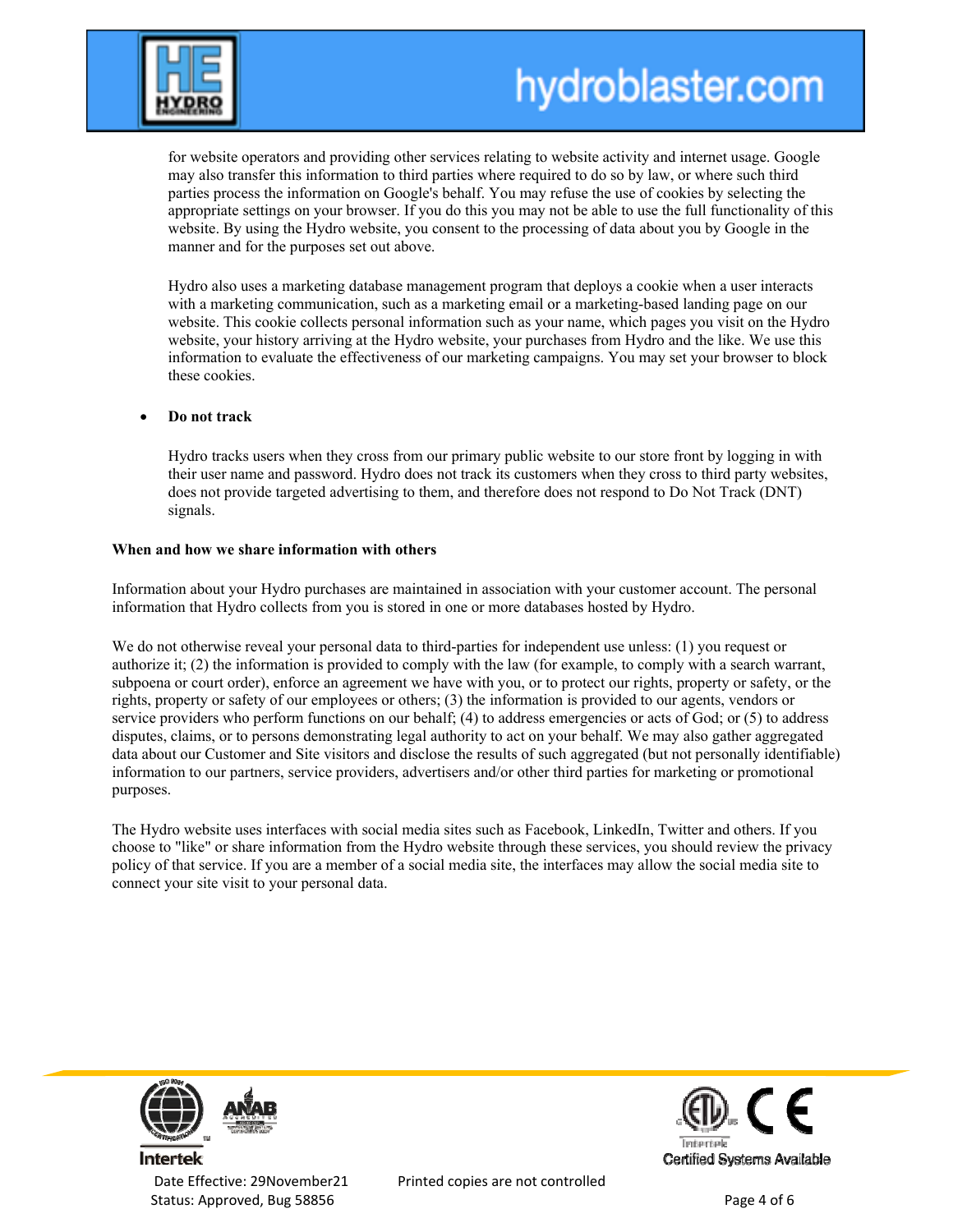for website operators and providing other services relating to website activity and internet usage. Google may also transfer this information to third parties where required to do so by law, or where such third parties process the information on Google's behalf. You may refuse the use of cookies by selecting the appropriate settings on your browser. If you do this you may not be able to use the full functionality of this website. By using the Hydro website, you consent to the processing of data about you by Google in the manner and for the purposes set out above.

Hydro also uses a marketing database management program that deploys a cookie when a user interacts with a marketing communication, such as a marketing email or a marketing-based landing page on our website. This cookie collects personal information such as your name, which pages you visit on the Hydro website, your history arriving at the Hydro website, your purchases from Hydro and the like. We use this information to evaluate the effectiveness of our marketing campaigns. You may set your browser to block these cookies.

- **Do not track**

  Hydro tracks users when they cross from our primary public website to our store front by logging in with their user name and password. Hydro does not track its customers when they cross to third party websites, does not provide targeted advertising to them, and therefore does not respond to Do Not Track (DNT) signals.

**When and how we share information with others**

Information about your Hydro purchases are maintained in association with your customer account. The personal information that Hydro collects from you is stored in one or more databases hosted by Hydro.

We do not otherwise reveal your personal data to third-parties for independent use unless: (1) you request or authorize it; (2) the information is provided to comply with the law (for example, to comply with a search warrant, subpoena or court order), enforce an agreement we have with you, or to protect our rights, property or safety, or the rights, property or safety of our employees or others; (3) the information is provided to our agents, vendors or service providers who perform functions on our behalf; (4) to address emergencies or acts of God; or (5) to address disputes, claims, or to persons demonstrating legal authority to act on your behalf. We may also gather aggregated data about our Customer and Site visitors and disclose the results of such aggregated (but not personally identifiable) information to our partners, service providers, advertisers and/or other third parties for marketing or promotional purposes.

The Hydro website uses interfaces with social media sites such as Facebook, LinkedIn, Twitter and others. If you choose to "like" or share information from the Hydro website through these services, you should review the privacy policy of that service. If you are a member of a social media site, the interfaces may allow the social media site to connect your site visit to your personal data.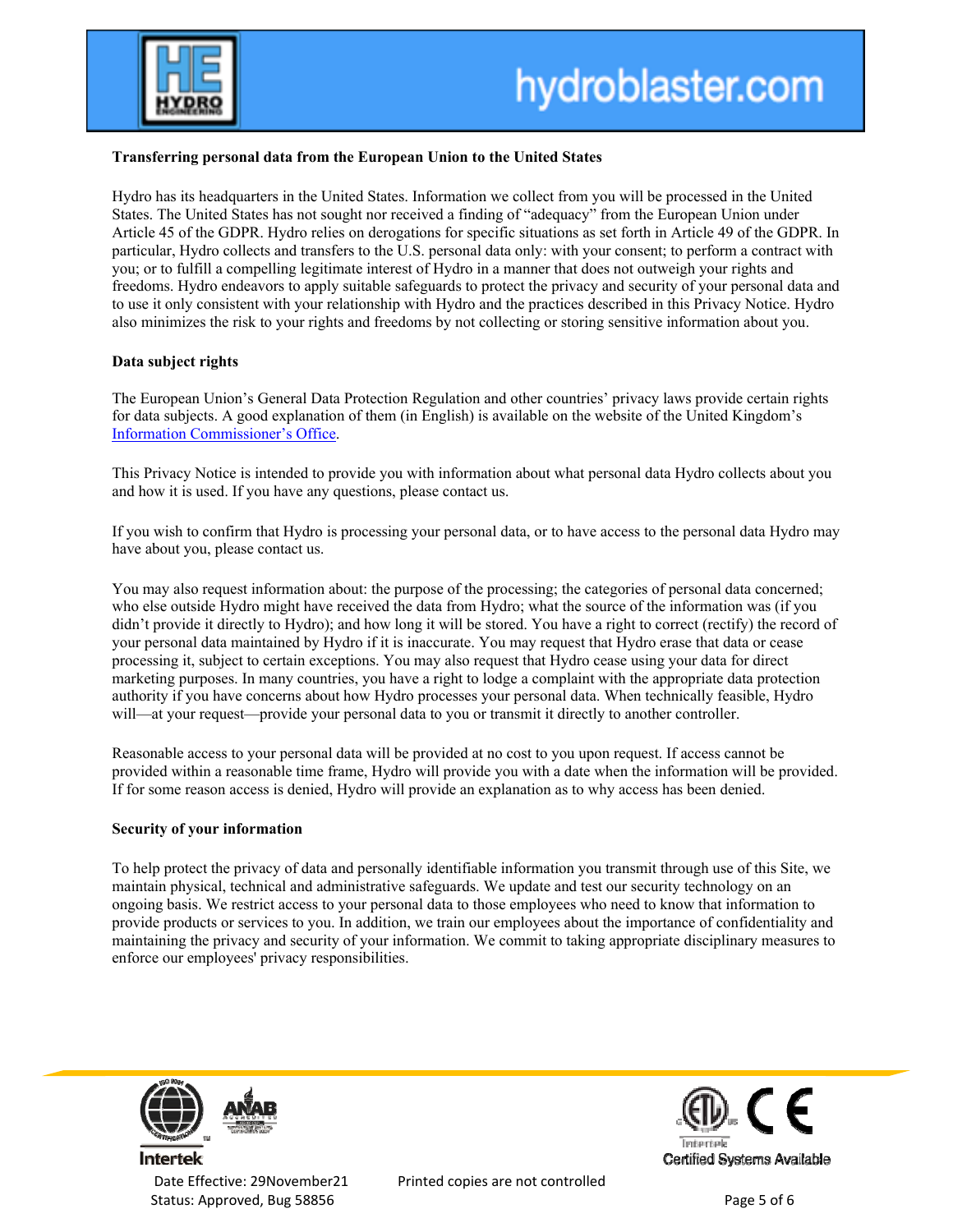**Transferring personal data from the European Union to the United States**

Hydro has its headquarters in the United States. Information we collect from you will be processed in the United States. The United States has not sought nor received a finding of "adequacy" from the European Union under Article 45 of the GDPR. Hydro relies on derogations for specific situations as set forth in Article 49 of the GDPR. In particular, Hydro collects and transfers to the U.S. personal data only: with your consent; to perform a contract with you; or to fulfill a compelling legitimate interest of Hydro in a manner that does not outweigh your rights and freedoms. Hydro endeavors to apply suitable safeguards to protect the privacy and security of your personal data and to use it only consistent with your relationship with Hydro and the practices described in this Privacy Notice. Hydro also minimizes the risk to your rights and freedoms by not collecting or storing sensitive information about you.

**Data subject rights**

The European Union's General Data Protection Regulation and other countries' privacy laws provide certain rights for data subjects. A good explanation of them (in English) is available on the website of the United Kingdom's Information Commissioner's Office.

This Privacy Notice is intended to provide you with information about what personal data Hydro collects about you and how it is used. If you have any questions, please contact us.

If you wish to confirm that Hydro is processing your personal data, or to have access to the personal data Hydro may have about you, please contact us.

You may also request information about: the purpose of the processing; the categories of personal data concerned; who else outside Hydro might have received the data from Hydro; what the source of the information was (if you didn't provide it directly to Hydro); and how long it will be stored. You have a right to correct (rectify) the record of your personal data maintained by Hydro if it is inaccurate. You may request that Hydro erase that data or cease processing it, subject to certain exceptions. You may also request that Hydro cease using your data for direct marketing purposes. In many countries, you have a right to lodge a complaint with the appropriate data protection authority if you have concerns about how Hydro processes your personal data. When technically feasible, Hydro will—at your request—provide your personal data to you or transmit it directly to another controller.

Reasonable access to your personal data will be provided at no cost to you upon request. If access cannot be provided within a reasonable time frame, Hydro will provide you with a date when the information will be provided. If for some reason access is denied, Hydro will provide an explanation as to why access has been denied.

**Security of your information**

To help protect the privacy of data and personally identifiable information you transmit through use of this Site, we maintain physical, technical and administrative safeguards. We update and test our security technology on an ongoing basis. We restrict access to your personal data to those employees who need to know that information to provide products or services to you. In addition, we train our employees about the importance of confidentiality and maintaining the privacy and security of your information. We commit to taking appropriate disciplinary measures to enforce our employees' privacy responsibilities.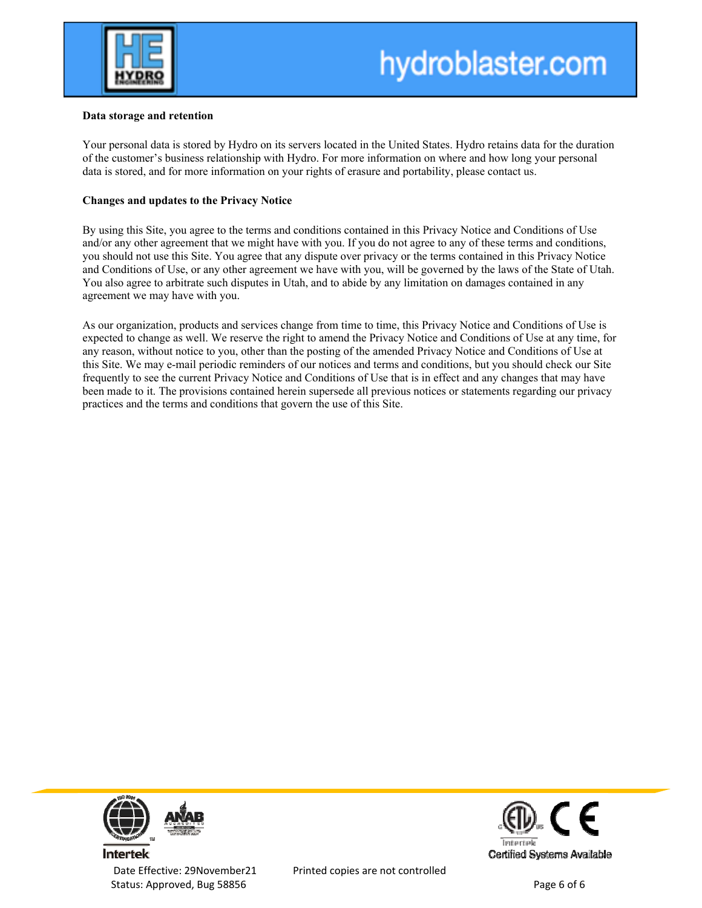**Data storage and retention**

Your personal data is stored by Hydro on its servers located in the United States. Hydro retains data for the duration of the customer's business relationship with Hydro. For more information on where and how long your personal data is stored, and for more information on your rights of erasure and portability, please contact us.

**Changes and updates to the Privacy Notice**

By using this Site, you agree to the terms and conditions contained in this Privacy Notice and Conditions of Use and/or any other agreement that we might have with you. If you do not agree to any of these terms and conditions, you should not use this Site. You agree that any dispute over privacy or the terms contained in this Privacy Notice and Conditions of Use, or any other agreement we have with you, will be governed by the laws of the State of Utah. You also agree to arbitrate such disputes in Utah, and to abide by any limitation on damages contained in any agreement we may have with you.

As our organization, products and services change from time to time, this Privacy Notice and Conditions of Use is expected to change as well. We reserve the right to amend the Privacy Notice and Conditions of Use at any time, for any reason, without notice to you, other than the posting of the amended Privacy Notice and Conditions of Use at this Site. We may e-mail periodic reminders of our notices and terms and conditions, but you should check our Site frequently to see the current Privacy Notice and Conditions of Use that is in effect and any changes that may have been made to it. The provisions contained herein supersede all previous notices or statements regarding our privacy practices and the terms and conditions that govern the use of this Site.